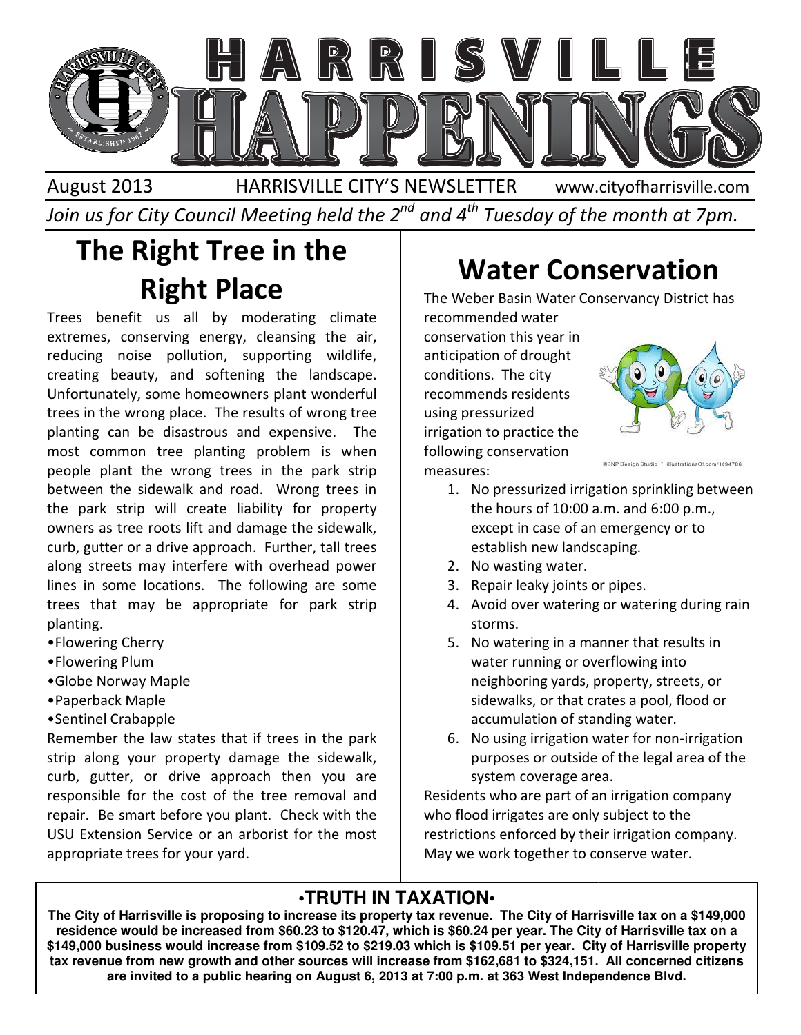# HARRISVILLE HAPPENINGS

August 2013 HARRISVILLE CITY'S NEWSLETTER www.cityofharrisville.com

*Join us for City Council Meeting held the 2nd and 4th Tuesday of the month at 7pm.*

## The Right Tree in the Right Place

Trees benefit us all by moderating climate extremes, conserving energy, cleansing the air, reducing noise pollution, supporting wildlife, creating beauty, and softening the landscape. Unfortunately, some homeowners plant wonderful trees in the wrong place. The results of wrong tree planting can be disastrous and expensive. The most common tree planting problem is when people plant the wrong trees in the park strip between the sidewalk and road. Wrong trees in the park strip will create liability for property owners as tree roots lift and damage the sidewalk, curb, gutter or a drive approach. Further, tall trees along streets may interfere with overhead power lines in some locations. The following are some trees that may be appropriate for park strip planting.

- •Flowering Cherry
- •Flowering Plum
- •Globe Norway Maple
- •Paperback Maple
- •Sentinel Crabapple

Remember the law states that if trees in the park strip along your property damage the sidewalk, curb, gutter, or drive approach then you are responsible for the cost of the tree removal and repair. Be smart before you plant. Check with the USU Extension Service or an arborist for the most appropriate trees for your yard.

## Water Conservation

The Weber Basin Water Conservancy District has recommended water conservation this year in anticipation of drought conditions. The city recommends residents using pressurized irrigation to practice the following conservation measures:

©BNP Design Studio * illustrationsOf.com/1094786

1. No pressurized irrigation sprinkling between the hours of 10:00 a.m. and 6:00 p.m., except in case of an emergency or to establish new landscaping.
2. No wasting water.
3. Repair leaky joints or pipes.
4. Avoid over watering or watering during rain storms.
5. No watering in a manner that results in water running or overflowing into neighboring yards, property, streets, or sidewalks, or that crates a pool, flood or accumulation of standing water.
6. No using irrigation water for non-irrigation purposes or outside of the legal area of the system coverage area.

Residents who are part of an irrigation company who flood irrigates are only subject to the restrictions enforced by their irrigation company. May we work together to conserve water.

### •TRUTH IN TAXATION•

**The City of Harrisville is proposing to increase its property tax revenue. The City of Harrisville tax on a $149,000 residence would be increased from $60.23 to $120.47, which is $60.24 per year. The City of Harrisville tax on a $149,000 business would increase from $109.52 to $219.03 which is $109.51 per year. City of Harrisville property tax revenue from new growth and other sources will increase from $162,681 to $324,151. All concerned citizens are invited to a public hearing on August 6, 2013 at 7:00 p.m. at 363 West Independence Blvd.**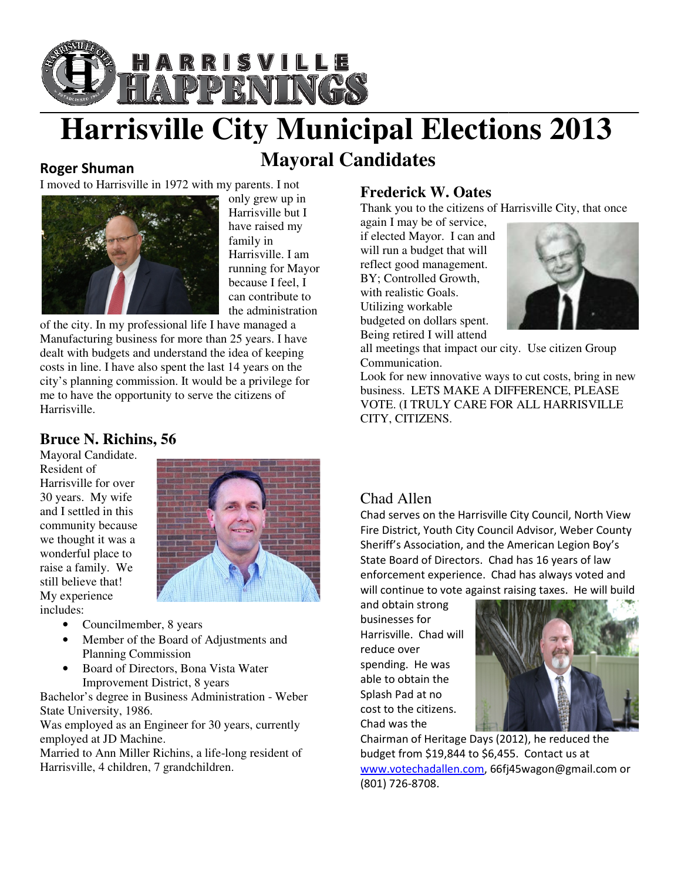# Harrisville City Municipal Elections 2013

## Mayoral Candidates

### Roger Shuman

I moved to Harrisville in 1972 with my parents. I not only grew up in Harrisville but I have raised my family in Harrisville. I am running for Mayor because I feel, I can contribute to the administration of the city. In my professional life I have managed a Manufacturing business for more than 25 years. I have dealt with budgets and understand the idea of keeping costs in line. I have also spent the last 14 years on the city's planning commission. It would be a privilege for me to have the opportunity to serve the citizens of Harrisville.

### Bruce N. Richins, 56

Mayoral Candidate. Resident of Harrisville for over 30 years. My wife and I settled in this community because we thought it was a wonderful place to raise a family. We still believe that! My experience includes:

- Councilmember, 8 years
- Member of the Board of Adjustments and Planning Commission
- Board of Directors, Bona Vista Water Improvement District, 8 years

Bachelor's degree in Business Administration - Weber State University, 1986.
Was employed as an Engineer for 30 years, currently employed at JD Machine.
Married to Ann Miller Richins, a life-long resident of Harrisville, 4 children, 7 grandchildren.

### Frederick W. Oates

Thank you to the citizens of Harrisville City, that once again I may be of service, if elected Mayor. I can and will run a budget that will reflect good management. BY; Controlled Growth, with realistic Goals. Utilizing workable budgeted on dollars spent. Being retired I will attend all meetings that impact our city. Use citizen Group Communication.
Look for new innovative ways to cut costs, bring in new business. LETS MAKE A DIFFERENCE, PLEASE VOTE. (I TRULY CARE FOR ALL HARRISVILLE CITY, CITIZENS.

### Chad Allen

Chad serves on the Harrisville City Council, North View Fire District, Youth City Council Advisor, Weber County Sheriff's Association, and the American Legion Boy's State Board of Directors. Chad has 16 years of law enforcement experience. Chad has always voted and will continue to vote against raising taxes. He will build and obtain strong businesses for Harrisville. Chad will reduce over spending. He was able to obtain the Splash Pad at no cost to the citizens. Chad was the Chairman of Heritage Days (2012), he reduced the budget from $19,844 to $6,455. Contact us at www.votechadallen.com, 66fj45wagon@gmail.com or (801) 726-8708.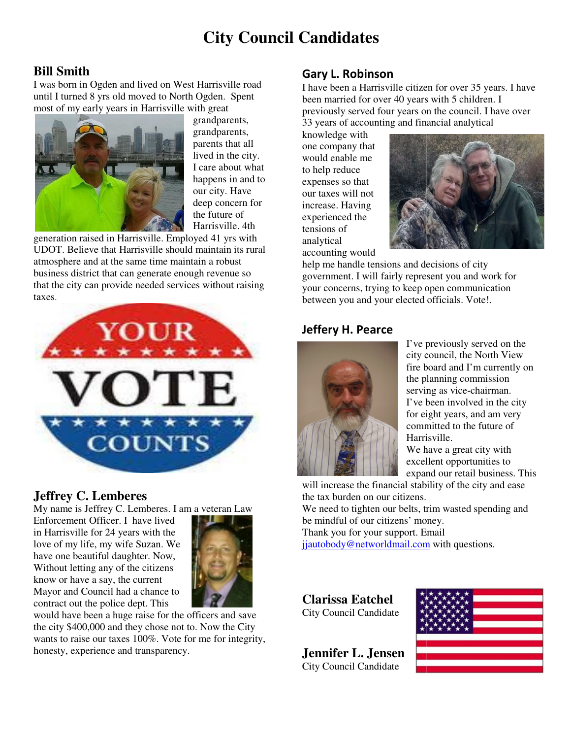# City Council Candidates

## Bill Smith

I was born in Ogden and lived on West Harrisville road until I turned 8 yrs old moved to North Ogden. Spent most of my early years in Harrisville with great grandparents, grandparents, parents that all lived in the city. I care about what happens in and to our city. Have deep concern for the future of Harrisville. 4th generation raised in Harrisville. Employed 41 yrs with UDOT. Believe that Harrisville should maintain its rural atmosphere and at the same time maintain a robust business district that can generate enough revenue so that the city can provide needed services without raising taxes.

## Jeffrey C. Lemberes

My name is Jeffrey C. Lemberes. I am a veteran Law Enforcement Officer. I have lived in Harrisville for 24 years with the love of my life, my wife Suzan. We have one beautiful daughter. Now, Without letting any of the citizens know or have a say, the current Mayor and Council had a chance to contract out the police dept. This would have been a huge raise for the officers and save the city $400,000 and they chose not to. Now the City wants to raise our taxes 100%. Vote for me for integrity, honesty, experience and transparency.

## Gary L. Robinson

I have been a Harrisville citizen for over 35 years. I have been married for over 40 years with 5 children. I previously served four years on the council. I have over 33 years of accounting and financial analytical knowledge with one company that would enable me to help reduce expenses so that our taxes will not increase. Having experienced the tensions of analytical accounting would help me handle tensions and decisions of city government. I will fairly represent you and work for your concerns, trying to keep open communication between you and your elected officials. Vote!.

## Jeffery H. Pearce

I've previously served on the city council, the North View fire board and I'm currently on the planning commission serving as vice-chairman. I've been involved in the city for eight years, and am very committed to the future of Harrisville.

We have a great city with excellent opportunities to expand our retail business. This will increase the financial stability of the city and ease the tax burden on our citizens.

We need to tighten our belts, trim wasted spending and be mindful of our citizens' money.

Thank you for your support. Email jjautobody@networldmail.com with questions.

## Clarissa Eatchel

City Council Candidate

## Jennifer L. Jensen

City Council Candidate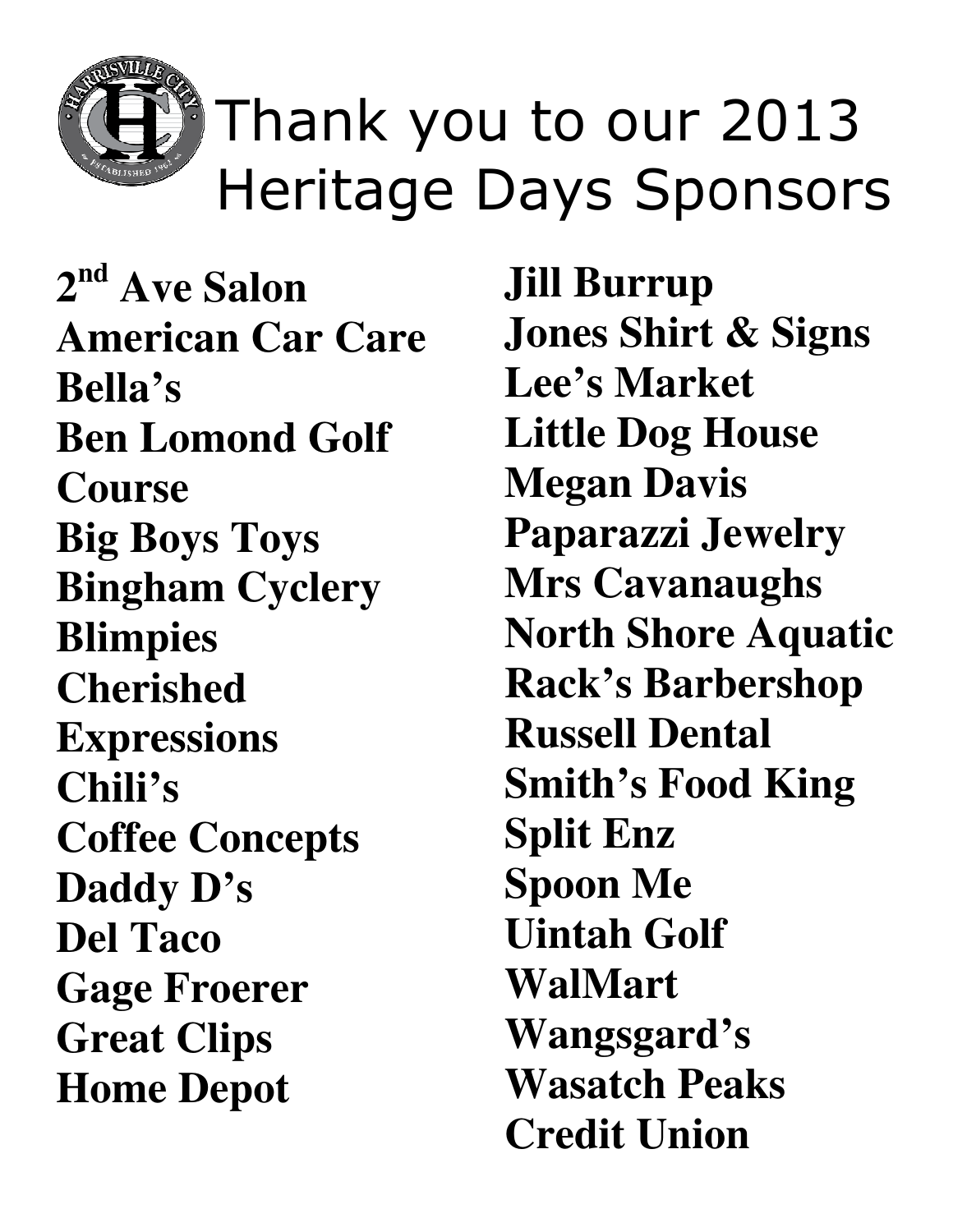# Thank you to our 2013 Heritage Days Sponsors

**2nd Ave Salon**
**American Car Care**
**Bella's**
**Ben Lomond Golf Course**
**Big Boys Toys**
**Bingham Cyclery**
**Blimpies**
**Cherished Expressions**
**Chili's**
**Coffee Concepts**
**Daddy D's**
**Del Taco**
**Gage Froerer**
**Great Clips**
**Home Depot**
**Jill Burrup**
**Jones Shirt & Signs**
**Lee's Market**
**Little Dog House**
**Megan Davis**
**Paparazzi Jewelry**
**Mrs Cavanaughs**
**North Shore Aquatic**
**Rack's Barbershop**
**Russell Dental**
**Smith's Food King**
**Split Enz**
**Spoon Me**
**Uintah Golf**
**WalMart**
**Wangsgard's**
**Wasatch Peaks Credit Union**